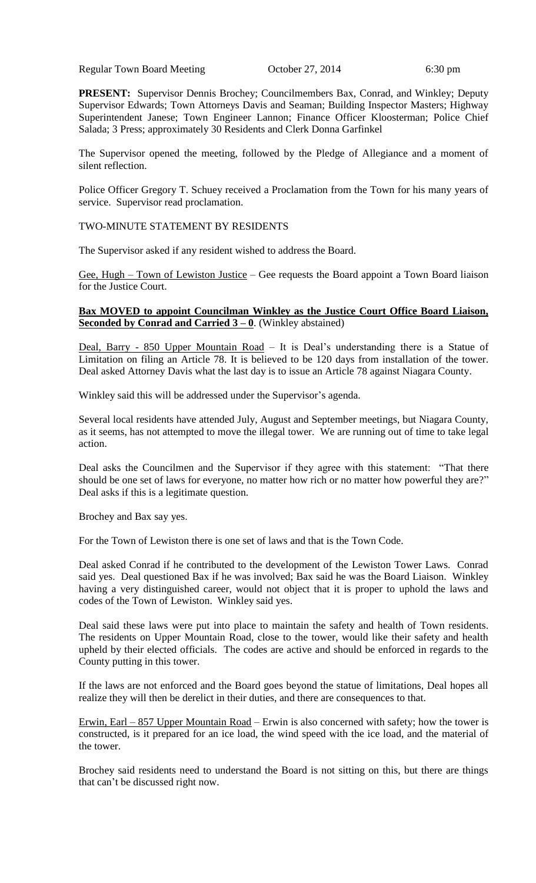Regular Town Board Meeting October 27, 2014 6:30 pm

**PRESENT:** Supervisor Dennis Brochey; Councilmembers Bax, Conrad, and Winkley; Deputy Supervisor Edwards; Town Attorneys Davis and Seaman; Building Inspector Masters; Highway Superintendent Janese; Town Engineer Lannon; Finance Officer Kloosterman; Police Chief Salada; 3 Press; approximately 30 Residents and Clerk Donna Garfinkel

The Supervisor opened the meeting, followed by the Pledge of Allegiance and a moment of silent reflection.

Police Officer Gregory T. Schuey received a Proclamation from the Town for his many years of service. Supervisor read proclamation.

TWO-MINUTE STATEMENT BY RESIDENTS

The Supervisor asked if any resident wished to address the Board.

Gee, Hugh – Town of Lewiston Justice – Gee requests the Board appoint a Town Board liaison for the Justice Court.

**Bax MOVED to appoint Councilman Winkley as the Justice Court Office Board Liaison, Seconded by Conrad and Carried 3 – 0**. (Winkley abstained)

Deal, Barry - 850 Upper Mountain Road – It is Deal's understanding there is a Statue of Limitation on filing an Article 78. It is believed to be 120 days from installation of the tower. Deal asked Attorney Davis what the last day is to issue an Article 78 against Niagara County.

Winkley said this will be addressed under the Supervisor's agenda.

Several local residents have attended July, August and September meetings, but Niagara County, as it seems, has not attempted to move the illegal tower. We are running out of time to take legal action.

Deal asks the Councilmen and the Supervisor if they agree with this statement: "That there should be one set of laws for everyone, no matter how rich or no matter how powerful they are?" Deal asks if this is a legitimate question.

Brochey and Bax say yes.

For the Town of Lewiston there is one set of laws and that is the Town Code.

Deal asked Conrad if he contributed to the development of the Lewiston Tower Laws. Conrad said yes. Deal questioned Bax if he was involved; Bax said he was the Board Liaison. Winkley having a very distinguished career, would not object that it is proper to uphold the laws and codes of the Town of Lewiston. Winkley said yes.

Deal said these laws were put into place to maintain the safety and health of Town residents. The residents on Upper Mountain Road, close to the tower, would like their safety and health upheld by their elected officials. The codes are active and should be enforced in regards to the County putting in this tower.

If the laws are not enforced and the Board goes beyond the statue of limitations, Deal hopes all realize they will then be derelict in their duties, and there are consequences to that.

Erwin, Earl – 857 Upper Mountain Road – Erwin is also concerned with safety; how the tower is constructed, is it prepared for an ice load, the wind speed with the ice load, and the material of the tower.

Brochey said residents need to understand the Board is not sitting on this, but there are things that can't be discussed right now.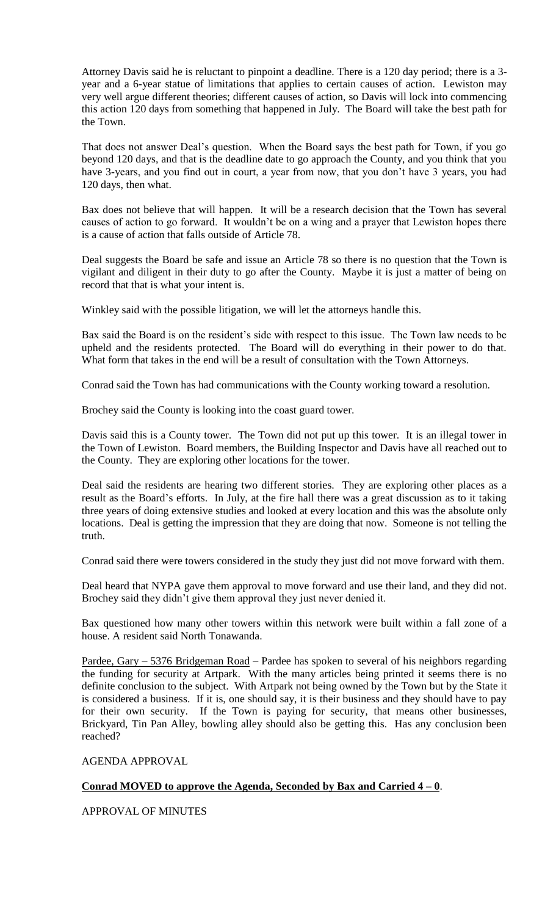Attorney Davis said he is reluctant to pinpoint a deadline. There is a 120 day period; there is a 3-year and a 6-year statue of limitations that applies to certain causes of action. Lewiston may very well argue different theories; different causes of action, so Davis will lock into commencing this action 120 days from something that happened in July. The Board will take the best path for the Town.

That does not answer Deal's question. When the Board says the best path for Town, if you go beyond 120 days, and that is the deadline date to go approach the County, and you think that you have 3-years, and you find out in court, a year from now, that you don't have 3 years, you had 120 days, then what.

Bax does not believe that will happen. It will be a research decision that the Town has several causes of action to go forward. It wouldn't be on a wing and a prayer that Lewiston hopes there is a cause of action that falls outside of Article 78.

Deal suggests the Board be safe and issue an Article 78 so there is no question that the Town is vigilant and diligent in their duty to go after the County. Maybe it is just a matter of being on record that that is what your intent is.

Winkley said with the possible litigation, we will let the attorneys handle this.

Bax said the Board is on the resident's side with respect to this issue. The Town law needs to be upheld and the residents protected. The Board will do everything in their power to do that. What form that takes in the end will be a result of consultation with the Town Attorneys.

Conrad said the Town has had communications with the County working toward a resolution.

Brochey said the County is looking into the coast guard tower.

Davis said this is a County tower. The Town did not put up this tower. It is an illegal tower in the Town of Lewiston. Board members, the Building Inspector and Davis have all reached out to the County. They are exploring other locations for the tower.

Deal said the residents are hearing two different stories. They are exploring other places as a result as the Board's efforts. In July, at the fire hall there was a great discussion as to it taking three years of doing extensive studies and looked at every location and this was the absolute only locations. Deal is getting the impression that they are doing that now. Someone is not telling the truth.

Conrad said there were towers considered in the study they just did not move forward with them.

Deal heard that NYPA gave them approval to move forward and use their land, and they did not. Brochey said they didn't give them approval they just never denied it.

Bax questioned how many other towers within this network were built within a fall zone of a house. A resident said North Tonawanda.

Pardee, Gary – 5376 Bridgeman Road – Pardee has spoken to several of his neighbors regarding the funding for security at Artpark. With the many articles being printed it seems there is no definite conclusion to the subject. With Artpark not being owned by the Town but by the State it is considered a business. If it is, one should say, it is their business and they should have to pay for their own security. If the Town is paying for security, that means other businesses, Brickyard, Tin Pan Alley, bowling alley should also be getting this. Has any conclusion been reached?

AGENDA APPROVAL

**Conrad MOVED to approve the Agenda, Seconded by Bax and Carried 4 – 0**.

APPROVAL OF MINUTES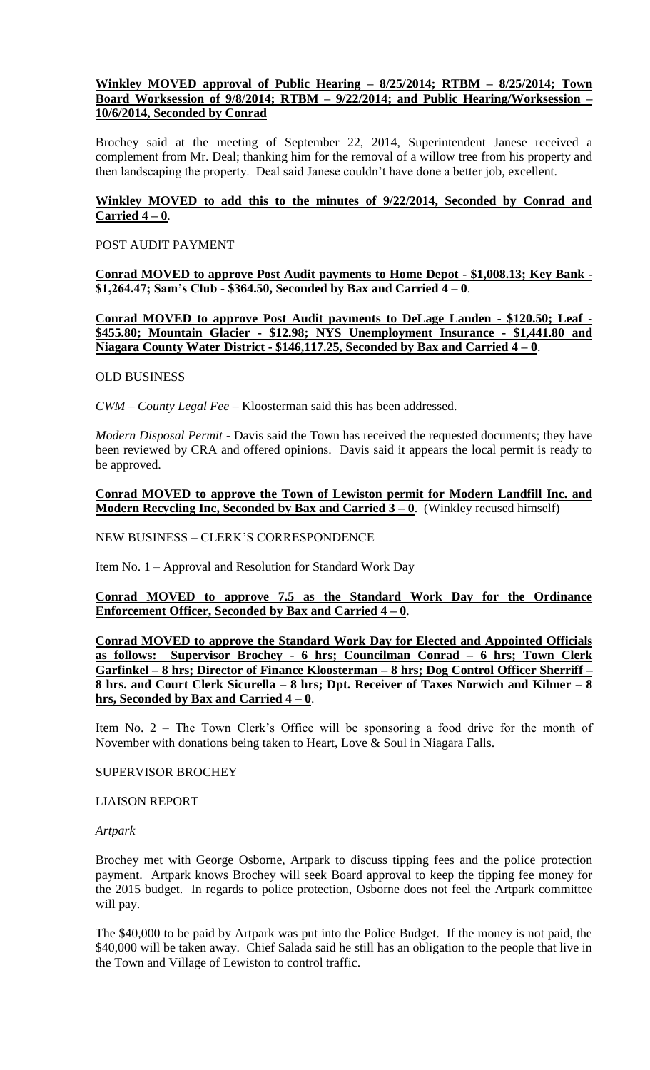**Winkley MOVED approval of Public Hearing – 8/25/2014; RTBM – 8/25/2014; Town Board Worksession of 9/8/2014; RTBM – 9/22/2014; and Public Hearing/Worksession – 10/6/2014, Seconded by Conrad**

Brochey said at the meeting of September 22, 2014, Superintendent Janese received a complement from Mr. Deal; thanking him for the removal of a willow tree from his property and then landscaping the property. Deal said Janese couldn't have done a better job, excellent.

**Winkley MOVED to add this to the minutes of 9/22/2014, Seconded by Conrad and Carried 4 – 0**.

POST AUDIT PAYMENT

**Conrad MOVED to approve Post Audit payments to Home Depot - $1,008.13; Key Bank - $1,264.47; Sam's Club - $364.50, Seconded by Bax and Carried 4 – 0**.

**Conrad MOVED to approve Post Audit payments to DeLage Landen - $120.50; Leaf - $455.80; Mountain Glacier - $12.98; NYS Unemployment Insurance - $1,441.80 and Niagara County Water District - $146,117.25, Seconded by Bax and Carried 4 – 0**.

OLD BUSINESS

*CWM – County Legal Fee* – Kloosterman said this has been addressed.

*Modern Disposal Permit* - Davis said the Town has received the requested documents; they have been reviewed by CRA and offered opinions. Davis said it appears the local permit is ready to be approved.

**Conrad MOVED to approve the Town of Lewiston permit for Modern Landfill Inc. and Modern Recycling Inc, Seconded by Bax and Carried 3 – 0**. (Winkley recused himself)

NEW BUSINESS – CLERK'S CORRESPONDENCE

Item No. 1 – Approval and Resolution for Standard Work Day

**Conrad MOVED to approve 7.5 as the Standard Work Day for the Ordinance Enforcement Officer, Seconded by Bax and Carried 4 – 0**.

**Conrad MOVED to approve the Standard Work Day for Elected and Appointed Officials as follows: Supervisor Brochey - 6 hrs; Councilman Conrad – 6 hrs; Town Clerk Garfinkel – 8 hrs; Director of Finance Kloosterman – 8 hrs; Dog Control Officer Sherriff – 8 hrs. and Court Clerk Sicurella – 8 hrs; Dpt. Receiver of Taxes Norwich and Kilmer – 8 hrs, Seconded by Bax and Carried 4 – 0**.

Item No. 2 – The Town Clerk's Office will be sponsoring a food drive for the month of November with donations being taken to Heart, Love & Soul in Niagara Falls.

SUPERVISOR BROCHEY

LIAISON REPORT

*Artpark*

Brochey met with George Osborne, Artpark to discuss tipping fees and the police protection payment. Artpark knows Brochey will seek Board approval to keep the tipping fee money for the 2015 budget. In regards to police protection, Osborne does not feel the Artpark committee will pay.

The $40,000 to be paid by Artpark was put into the Police Budget. If the money is not paid, the $40,000 will be taken away. Chief Salada said he still has an obligation to the people that live in the Town and Village of Lewiston to control traffic.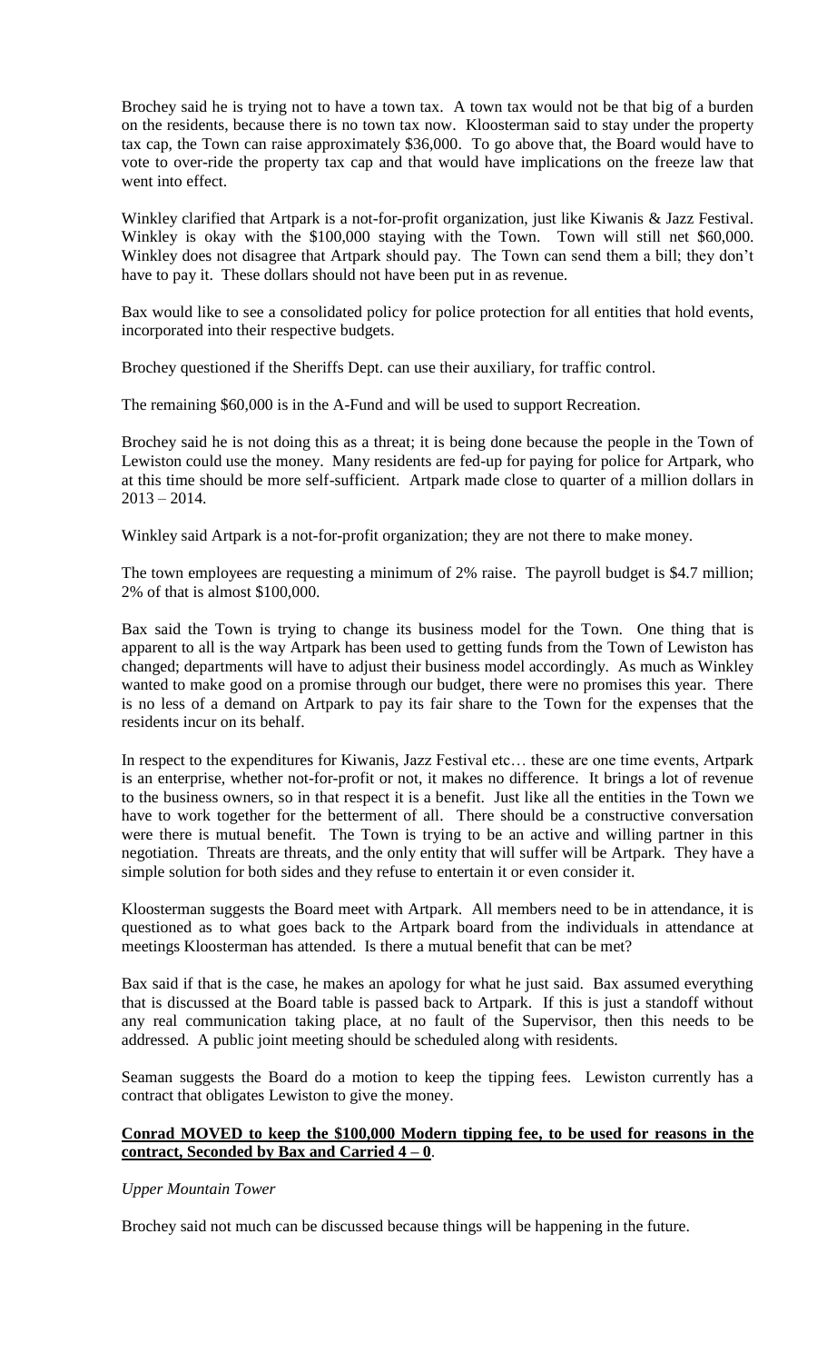Brochey said he is trying not to have a town tax. A town tax would not be that big of a burden on the residents, because there is no town tax now. Kloosterman said to stay under the property tax cap, the Town can raise approximately $36,000. To go above that, the Board would have to vote to over-ride the property tax cap and that would have implications on the freeze law that went into effect.

Winkley clarified that Artpark is a not-for-profit organization, just like Kiwanis & Jazz Festival. Winkley is okay with the $100,000 staying with the Town. Town will still net $60,000. Winkley does not disagree that Artpark should pay. The Town can send them a bill; they don't have to pay it. These dollars should not have been put in as revenue.

Bax would like to see a consolidated policy for police protection for all entities that hold events, incorporated into their respective budgets.

Brochey questioned if the Sheriffs Dept. can use their auxiliary, for traffic control.

The remaining $60,000 is in the A-Fund and will be used to support Recreation.

Brochey said he is not doing this as a threat; it is being done because the people in the Town of Lewiston could use the money. Many residents are fed-up for paying for police for Artpark, who at this time should be more self-sufficient. Artpark made close to quarter of a million dollars in 2013 – 2014.

Winkley said Artpark is a not-for-profit organization; they are not there to make money.

The town employees are requesting a minimum of 2% raise. The payroll budget is $4.7 million; 2% of that is almost $100,000.

Bax said the Town is trying to change its business model for the Town. One thing that is apparent to all is the way Artpark has been used to getting funds from the Town of Lewiston has changed; departments will have to adjust their business model accordingly. As much as Winkley wanted to make good on a promise through our budget, there were no promises this year. There is no less of a demand on Artpark to pay its fair share to the Town for the expenses that the residents incur on its behalf.

In respect to the expenditures for Kiwanis, Jazz Festival etc… these are one time events, Artpark is an enterprise, whether not-for-profit or not, it makes no difference. It brings a lot of revenue to the business owners, so in that respect it is a benefit. Just like all the entities in the Town we have to work together for the betterment of all. There should be a constructive conversation were there is mutual benefit. The Town is trying to be an active and willing partner in this negotiation. Threats are threats, and the only entity that will suffer will be Artpark. They have a simple solution for both sides and they refuse to entertain it or even consider it.

Kloosterman suggests the Board meet with Artpark. All members need to be in attendance, it is questioned as to what goes back to the Artpark board from the individuals in attendance at meetings Kloosterman has attended. Is there a mutual benefit that can be met?

Bax said if that is the case, he makes an apology for what he just said. Bax assumed everything that is discussed at the Board table is passed back to Artpark. If this is just a standoff without any real communication taking place, at no fault of the Supervisor, then this needs to be addressed. A public joint meeting should be scheduled along with residents.

Seaman suggests the Board do a motion to keep the tipping fees. Lewiston currently has a contract that obligates Lewiston to give the money.

**Conrad MOVED to keep the $100,000 Modern tipping fee, to be used for reasons in the contract, Seconded by Bax and Carried 4 – 0**.

*Upper Mountain Tower*

Brochey said not much can be discussed because things will be happening in the future.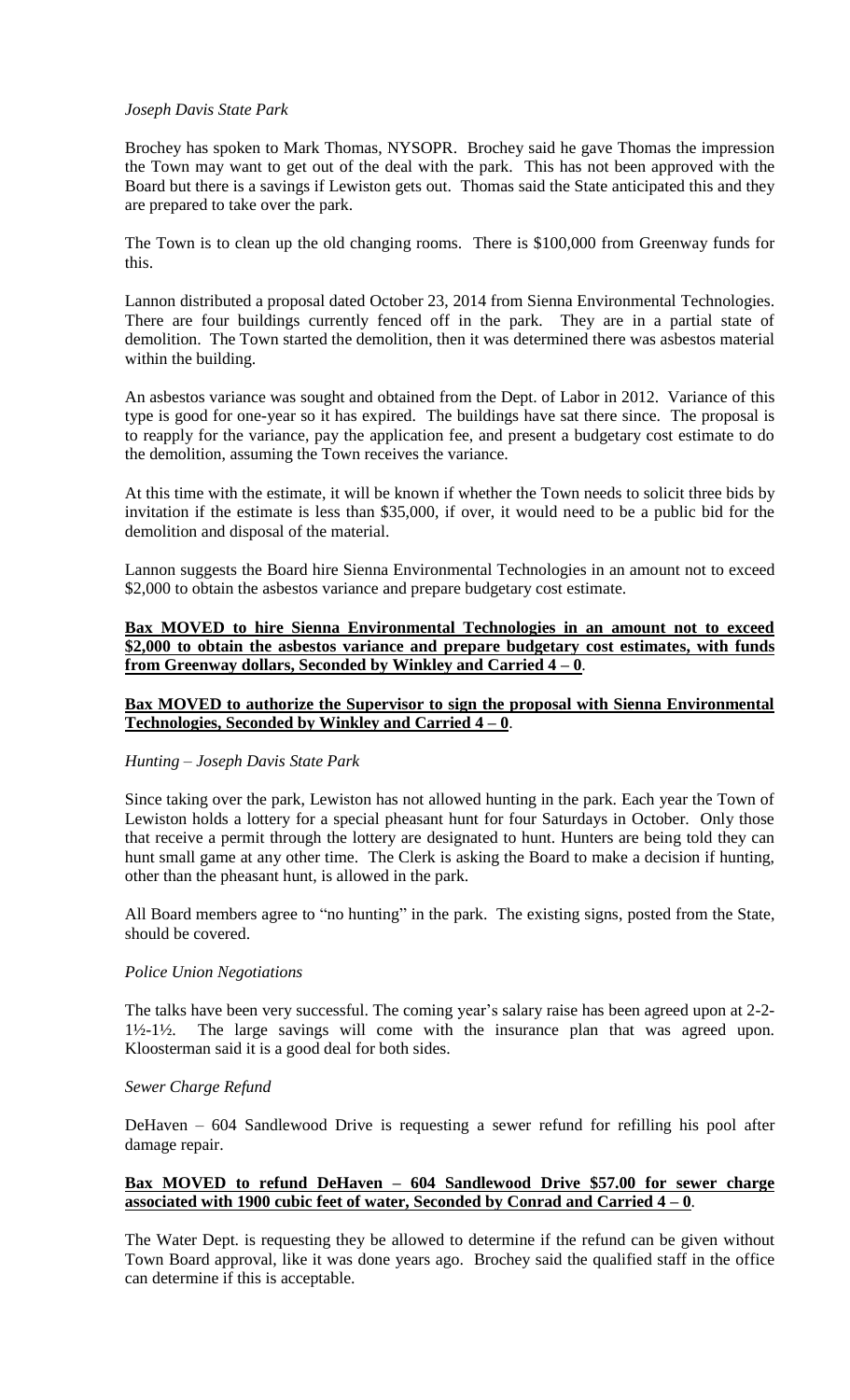*Joseph Davis State Park*

Brochey has spoken to Mark Thomas, NYSOPR. Brochey said he gave Thomas the impression the Town may want to get out of the deal with the park. This has not been approved with the Board but there is a savings if Lewiston gets out. Thomas said the State anticipated this and they are prepared to take over the park.

The Town is to clean up the old changing rooms. There is $100,000 from Greenway funds for this.

Lannon distributed a proposal dated October 23, 2014 from Sienna Environmental Technologies. There are four buildings currently fenced off in the park. They are in a partial state of demolition. The Town started the demolition, then it was determined there was asbestos material within the building.

An asbestos variance was sought and obtained from the Dept. of Labor in 2012. Variance of this type is good for one-year so it has expired. The buildings have sat there since. The proposal is to reapply for the variance, pay the application fee, and present a budgetary cost estimate to do the demolition, assuming the Town receives the variance.

At this time with the estimate, it will be known if whether the Town needs to solicit three bids by invitation if the estimate is less than $35,000, if over, it would need to be a public bid for the demolition and disposal of the material.

Lannon suggests the Board hire Sienna Environmental Technologies in an amount not to exceed $2,000 to obtain the asbestos variance and prepare budgetary cost estimate.

**Bax MOVED to hire Sienna Environmental Technologies in an amount not to exceed $2,000 to obtain the asbestos variance and prepare budgetary cost estimates, with funds from Greenway dollars, Seconded by Winkley and Carried 4 – 0**.

**Bax MOVED to authorize the Supervisor to sign the proposal with Sienna Environmental Technologies, Seconded by Winkley and Carried 4 – 0**.

*Hunting – Joseph Davis State Park*

Since taking over the park, Lewiston has not allowed hunting in the park. Each year the Town of Lewiston holds a lottery for a special pheasant hunt for four Saturdays in October. Only those that receive a permit through the lottery are designated to hunt. Hunters are being told they can hunt small game at any other time. The Clerk is asking the Board to make a decision if hunting, other than the pheasant hunt, is allowed in the park.

All Board members agree to "no hunting" in the park. The existing signs, posted from the State, should be covered.

*Police Union Negotiations*

The talks have been very successful. The coming year's salary raise has been agreed upon at 2-2-1½-1½. The large savings will come with the insurance plan that was agreed upon. Kloosterman said it is a good deal for both sides.

*Sewer Charge Refund*

DeHaven – 604 Sandlewood Drive is requesting a sewer refund for refilling his pool after damage repair.

**Bax MOVED to refund DeHaven – 604 Sandlewood Drive $57.00 for sewer charge associated with 1900 cubic feet of water, Seconded by Conrad and Carried 4 – 0**.

The Water Dept. is requesting they be allowed to determine if the refund can be given without Town Board approval, like it was done years ago. Brochey said the qualified staff in the office can determine if this is acceptable.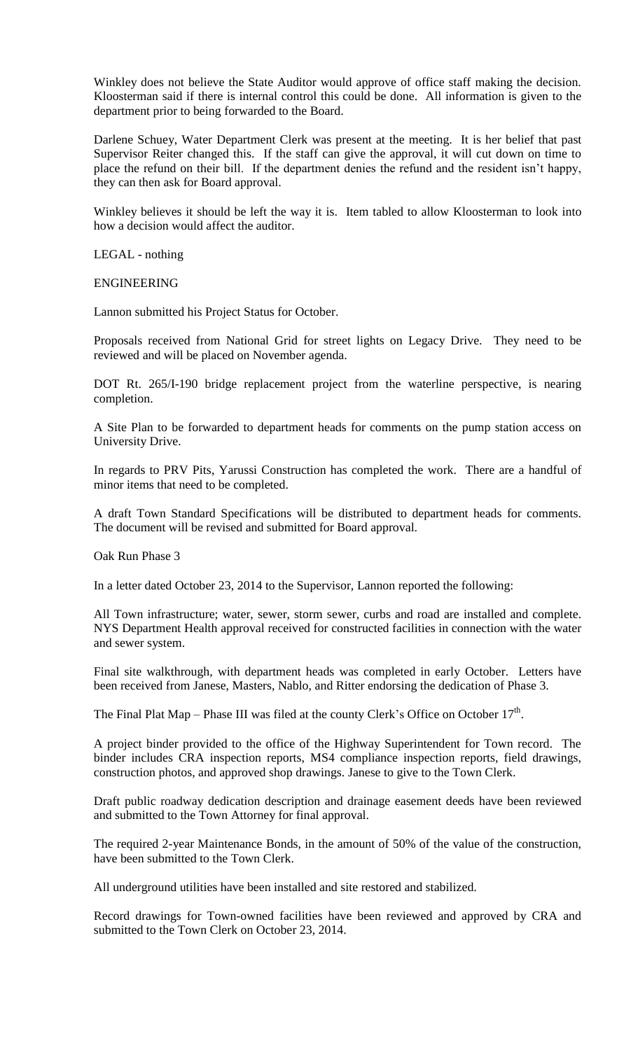Winkley does not believe the State Auditor would approve of office staff making the decision. Kloosterman said if there is internal control this could be done. All information is given to the department prior to being forwarded to the Board.

Darlene Schuey, Water Department Clerk was present at the meeting. It is her belief that past Supervisor Reiter changed this. If the staff can give the approval, it will cut down on time to place the refund on their bill. If the department denies the refund and the resident isn't happy, they can then ask for Board approval.

Winkley believes it should be left the way it is. Item tabled to allow Kloosterman to look into how a decision would affect the auditor.

LEGAL - nothing

ENGINEERING

Lannon submitted his Project Status for October.

Proposals received from National Grid for street lights on Legacy Drive. They need to be reviewed and will be placed on November agenda.

DOT Rt. 265/I-190 bridge replacement project from the waterline perspective, is nearing completion.

A Site Plan to be forwarded to department heads for comments on the pump station access on University Drive.

In regards to PRV Pits, Yarussi Construction has completed the work. There are a handful of minor items that need to be completed.

A draft Town Standard Specifications will be distributed to department heads for comments. The document will be revised and submitted for Board approval.

Oak Run Phase 3

In a letter dated October 23, 2014 to the Supervisor, Lannon reported the following:

All Town infrastructure; water, sewer, storm sewer, curbs and road are installed and complete. NYS Department Health approval received for constructed facilities in connection with the water and sewer system.

Final site walkthrough, with department heads was completed in early October. Letters have been received from Janese, Masters, Nablo, and Ritter endorsing the dedication of Phase 3.

The Final Plat Map – Phase III was filed at the county Clerk's Office on October 17th.

A project binder provided to the office of the Highway Superintendent for Town record. The binder includes CRA inspection reports, MS4 compliance inspection reports, field drawings, construction photos, and approved shop drawings. Janese to give to the Town Clerk.

Draft public roadway dedication description and drainage easement deeds have been reviewed and submitted to the Town Attorney for final approval.

The required 2-year Maintenance Bonds, in the amount of 50% of the value of the construction, have been submitted to the Town Clerk.

All underground utilities have been installed and site restored and stabilized.

Record drawings for Town-owned facilities have been reviewed and approved by CRA and submitted to the Town Clerk on October 23, 2014.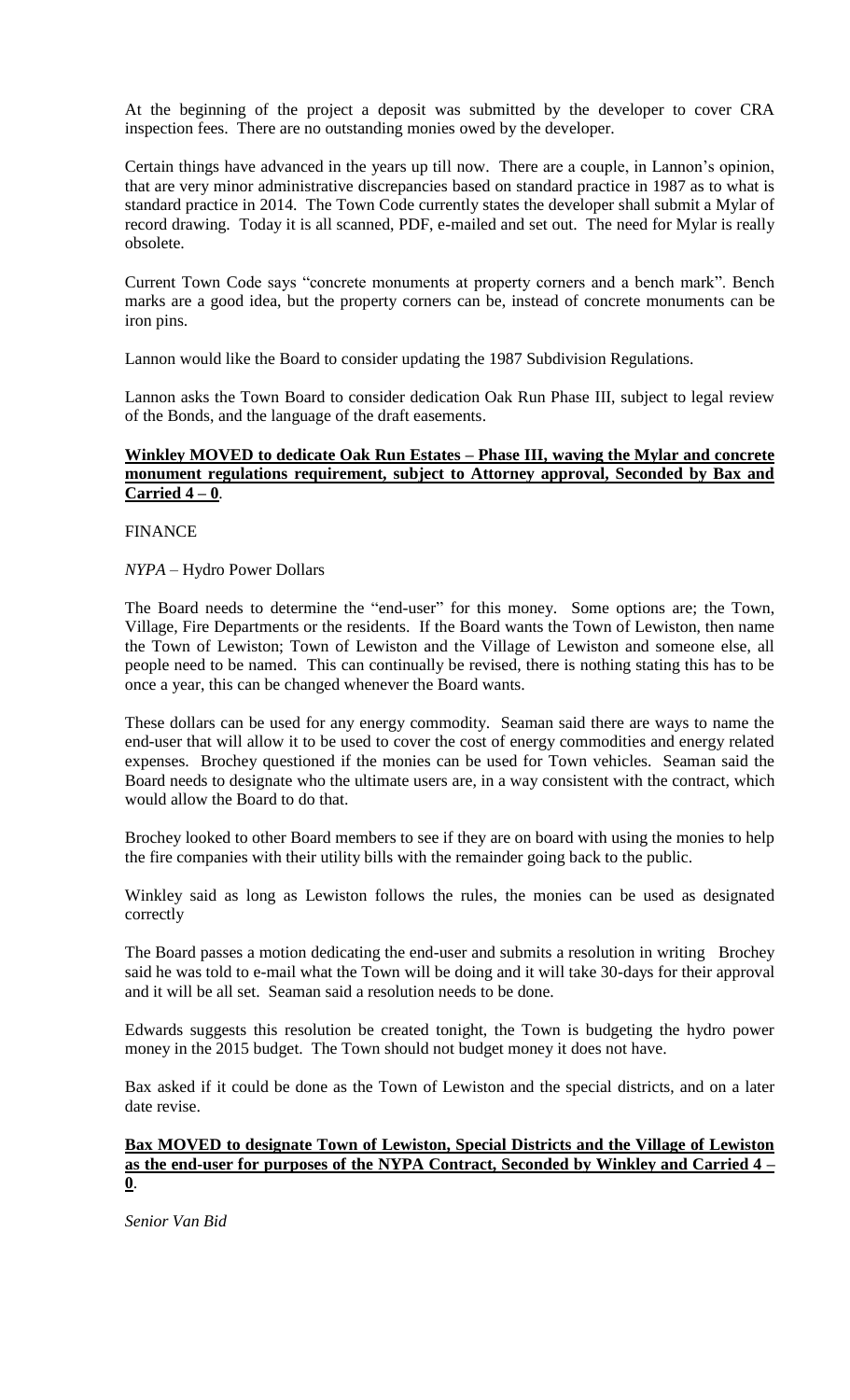At the beginning of the project a deposit was submitted by the developer to cover CRA inspection fees. There are no outstanding monies owed by the developer.

Certain things have advanced in the years up till now. There are a couple, in Lannon's opinion, that are very minor administrative discrepancies based on standard practice in 1987 as to what is standard practice in 2014. The Town Code currently states the developer shall submit a Mylar of record drawing. Today it is all scanned, PDF, e-mailed and set out. The need for Mylar is really obsolete.

Current Town Code says "concrete monuments at property corners and a bench mark". Bench marks are a good idea, but the property corners can be, instead of concrete monuments can be iron pins.

Lannon would like the Board to consider updating the 1987 Subdivision Regulations.

Lannon asks the Town Board to consider dedication Oak Run Phase III, subject to legal review of the Bonds, and the language of the draft easements.

**Winkley MOVED to dedicate Oak Run Estates – Phase III, waving the Mylar and concrete monument regulations requirement, subject to Attorney approval, Seconded by Bax and Carried 4 – 0**.

FINANCE

*NYPA* – Hydro Power Dollars

The Board needs to determine the "end-user" for this money. Some options are; the Town, Village, Fire Departments or the residents. If the Board wants the Town of Lewiston, then name the Town of Lewiston; Town of Lewiston and the Village of Lewiston and someone else, all people need to be named. This can continually be revised, there is nothing stating this has to be once a year, this can be changed whenever the Board wants.

These dollars can be used for any energy commodity. Seaman said there are ways to name the end-user that will allow it to be used to cover the cost of energy commodities and energy related expenses. Brochey questioned if the monies can be used for Town vehicles. Seaman said the Board needs to designate who the ultimate users are, in a way consistent with the contract, which would allow the Board to do that.

Brochey looked to other Board members to see if they are on board with using the monies to help the fire companies with their utility bills with the remainder going back to the public.

Winkley said as long as Lewiston follows the rules, the monies can be used as designated correctly

The Board passes a motion dedicating the end-user and submits a resolution in writing Brochey said he was told to e-mail what the Town will be doing and it will take 30-days for their approval and it will be all set. Seaman said a resolution needs to be done.

Edwards suggests this resolution be created tonight, the Town is budgeting the hydro power money in the 2015 budget. The Town should not budget money it does not have.

Bax asked if it could be done as the Town of Lewiston and the special districts, and on a later date revise.

**Bax MOVED to designate Town of Lewiston, Special Districts and the Village of Lewiston as the end-user for purposes of the NYPA Contract, Seconded by Winkley and Carried 4 – 0**.

*Senior Van Bid*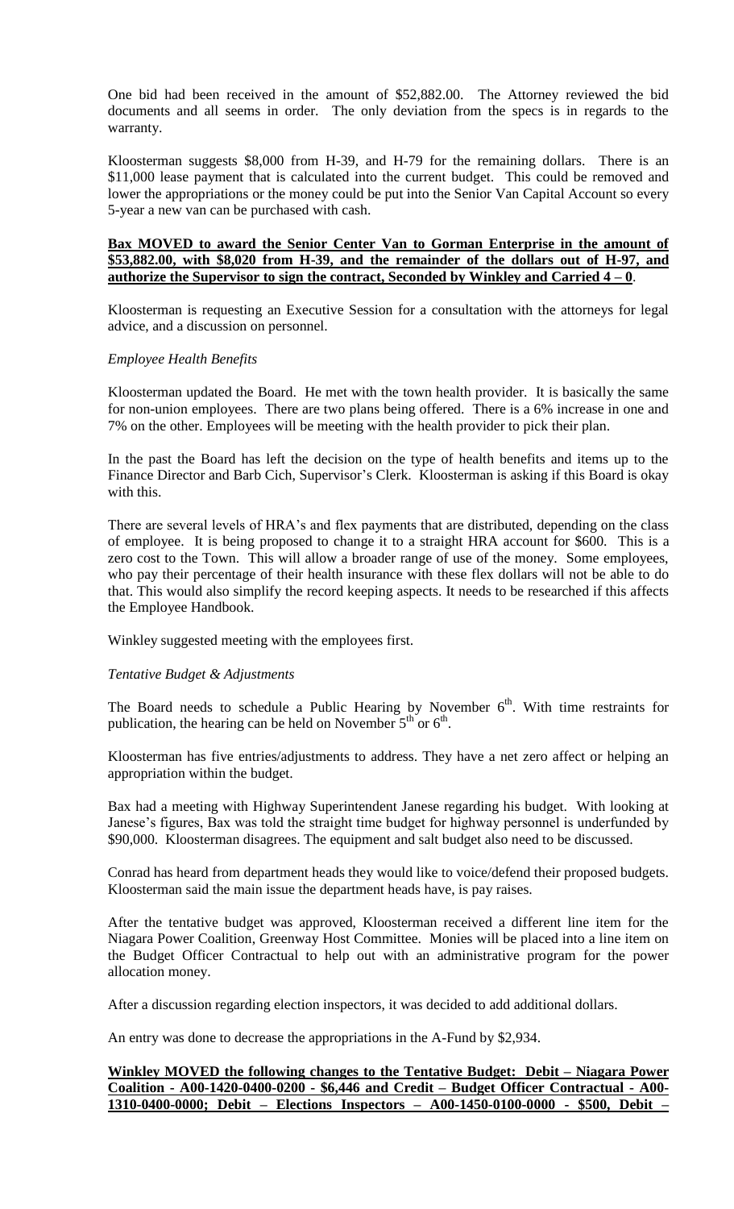One bid had been received in the amount of $52,882.00. The Attorney reviewed the bid documents and all seems in order. The only deviation from the specs is in regards to the warranty.

Kloosterman suggests $8,000 from H-39, and H-79 for the remaining dollars. There is an $11,000 lease payment that is calculated into the current budget. This could be removed and lower the appropriations or the money could be put into the Senior Van Capital Account so every 5-year a new van can be purchased with cash.

**Bax MOVED to award the Senior Center Van to Gorman Enterprise in the amount of $53,882.00, with $8,020 from H-39, and the remainder of the dollars out of H-97, and authorize the Supervisor to sign the contract, Seconded by Winkley and Carried 4 – 0**.

Kloosterman is requesting an Executive Session for a consultation with the attorneys for legal advice, and a discussion on personnel.

*Employee Health Benefits*

Kloosterman updated the Board. He met with the town health provider. It is basically the same for non-union employees. There are two plans being offered. There is a 6% increase in one and 7% on the other. Employees will be meeting with the health provider to pick their plan.

In the past the Board has left the decision on the type of health benefits and items up to the Finance Director and Barb Cich, Supervisor's Clerk. Kloosterman is asking if this Board is okay with this.

There are several levels of HRA's and flex payments that are distributed, depending on the class of employee. It is being proposed to change it to a straight HRA account for $600. This is a zero cost to the Town. This will allow a broader range of use of the money. Some employees, who pay their percentage of their health insurance with these flex dollars will not be able to do that. This would also simplify the record keeping aspects. It needs to be researched if this affects the Employee Handbook.

Winkley suggested meeting with the employees first.

*Tentative Budget & Adjustments*

The Board needs to schedule a Public Hearing by November 6th. With time restraints for publication, the hearing can be held on November 5th or 6th.

Kloosterman has five entries/adjustments to address. They have a net zero affect or helping an appropriation within the budget.

Bax had a meeting with Highway Superintendent Janese regarding his budget. With looking at Janese's figures, Bax was told the straight time budget for highway personnel is underfunded by $90,000. Kloosterman disagrees. The equipment and salt budget also need to be discussed.

Conrad has heard from department heads they would like to voice/defend their proposed budgets. Kloosterman said the main issue the department heads have, is pay raises.

After the tentative budget was approved, Kloosterman received a different line item for the Niagara Power Coalition, Greenway Host Committee. Monies will be placed into a line item on the Budget Officer Contractual to help out with an administrative program for the power allocation money.

After a discussion regarding election inspectors, it was decided to add additional dollars.

An entry was done to decrease the appropriations in the A-Fund by $2,934.

**Winkley MOVED the following changes to the Tentative Budget: Debit – Niagara Power Coalition - A00-1420-0400-0200 - $6,446 and Credit – Budget Officer Contractual - A00-1310-0400-0000; Debit – Elections Inspectors – A00-1450-0100-0000 - $500, Debit –**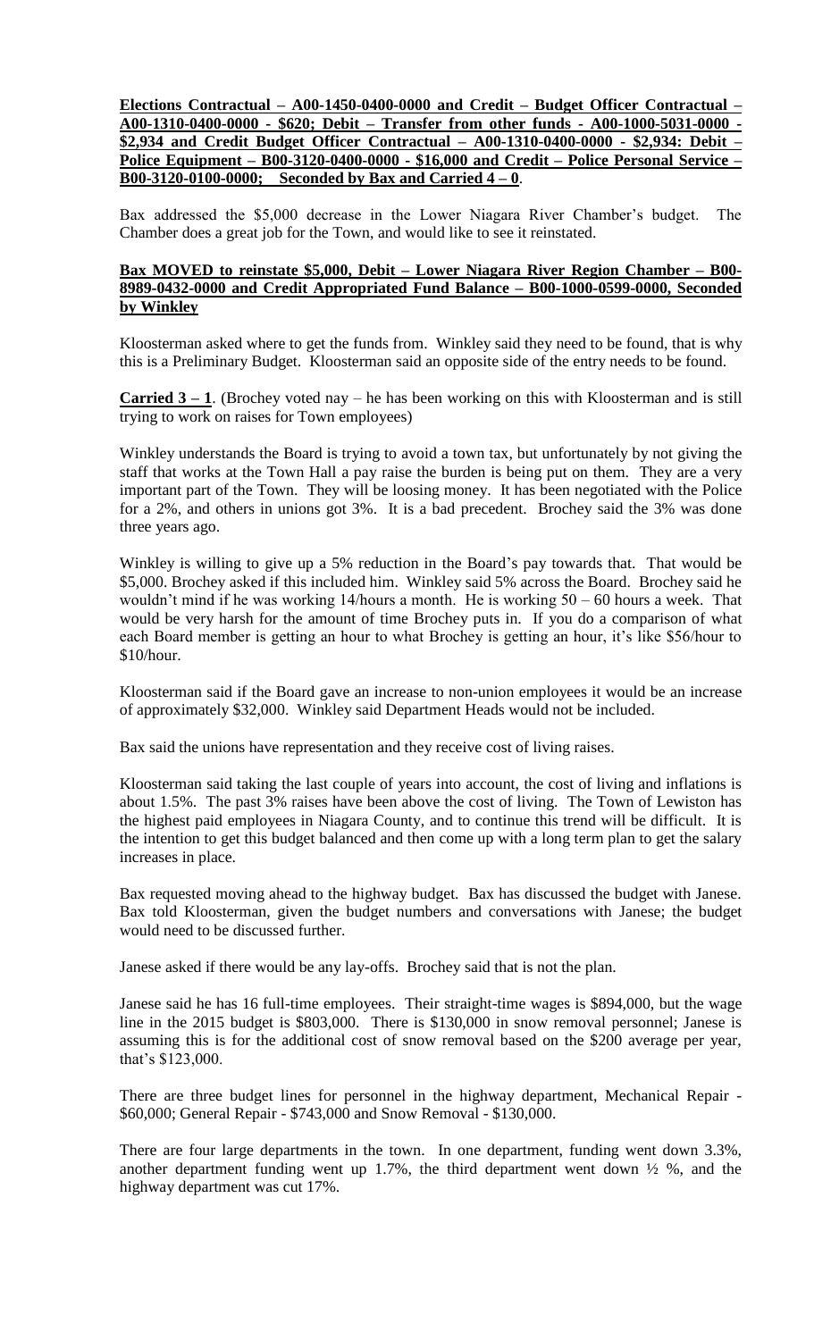**Elections Contractual – A00-1450-0400-0000 and Credit – Budget Officer Contractual – A00-1310-0400-0000 - $620; Debit – Transfer from other funds - A00-1000-5031-0000 - $2,934 and Credit Budget Officer Contractual – A00-1310-0400-0000 - $2,934: Debit – Police Equipment – B00-3120-0400-0000 - $16,000 and Credit – Police Personal Service – B00-3120-0100-0000; Seconded by Bax and Carried 4 – 0**.

Bax addressed the $5,000 decrease in the Lower Niagara River Chamber's budget. The Chamber does a great job for the Town, and would like to see it reinstated.

**Bax MOVED to reinstate $5,000, Debit – Lower Niagara River Region Chamber – B00-8989-0432-0000 and Credit Appropriated Fund Balance – B00-1000-0599-0000, Seconded by Winkley**

Kloosterman asked where to get the funds from. Winkley said they need to be found, that is why this is a Preliminary Budget. Kloosterman said an opposite side of the entry needs to be found.

**Carried 3 – 1**. (Brochey voted nay – he has been working on this with Kloosterman and is still trying to work on raises for Town employees)

Winkley understands the Board is trying to avoid a town tax, but unfortunately by not giving the staff that works at the Town Hall a pay raise the burden is being put on them. They are a very important part of the Town. They will be loosing money. It has been negotiated with the Police for a 2%, and others in unions got 3%. It is a bad precedent. Brochey said the 3% was done three years ago.

Winkley is willing to give up a 5% reduction in the Board's pay towards that. That would be $5,000. Brochey asked if this included him. Winkley said 5% across the Board. Brochey said he wouldn't mind if he was working 14/hours a month. He is working 50 – 60 hours a week. That would be very harsh for the amount of time Brochey puts in. If you do a comparison of what each Board member is getting an hour to what Brochey is getting an hour, it's like $56/hour to $10/hour.

Kloosterman said if the Board gave an increase to non-union employees it would be an increase of approximately $32,000. Winkley said Department Heads would not be included.

Bax said the unions have representation and they receive cost of living raises.

Kloosterman said taking the last couple of years into account, the cost of living and inflations is about 1.5%. The past 3% raises have been above the cost of living. The Town of Lewiston has the highest paid employees in Niagara County, and to continue this trend will be difficult. It is the intention to get this budget balanced and then come up with a long term plan to get the salary increases in place.

Bax requested moving ahead to the highway budget. Bax has discussed the budget with Janese. Bax told Kloosterman, given the budget numbers and conversations with Janese; the budget would need to be discussed further.

Janese asked if there would be any lay-offs. Brochey said that is not the plan.

Janese said he has 16 full-time employees. Their straight-time wages is $894,000, but the wage line in the 2015 budget is $803,000. There is $130,000 in snow removal personnel; Janese is assuming this is for the additional cost of snow removal based on the $200 average per year, that's $123,000.

There are three budget lines for personnel in the highway department, Mechanical Repair - $60,000; General Repair - $743,000 and Snow Removal - $130,000.

There are four large departments in the town. In one department, funding went down 3.3%, another department funding went up 1.7%, the third department went down ½ %, and the highway department was cut 17%.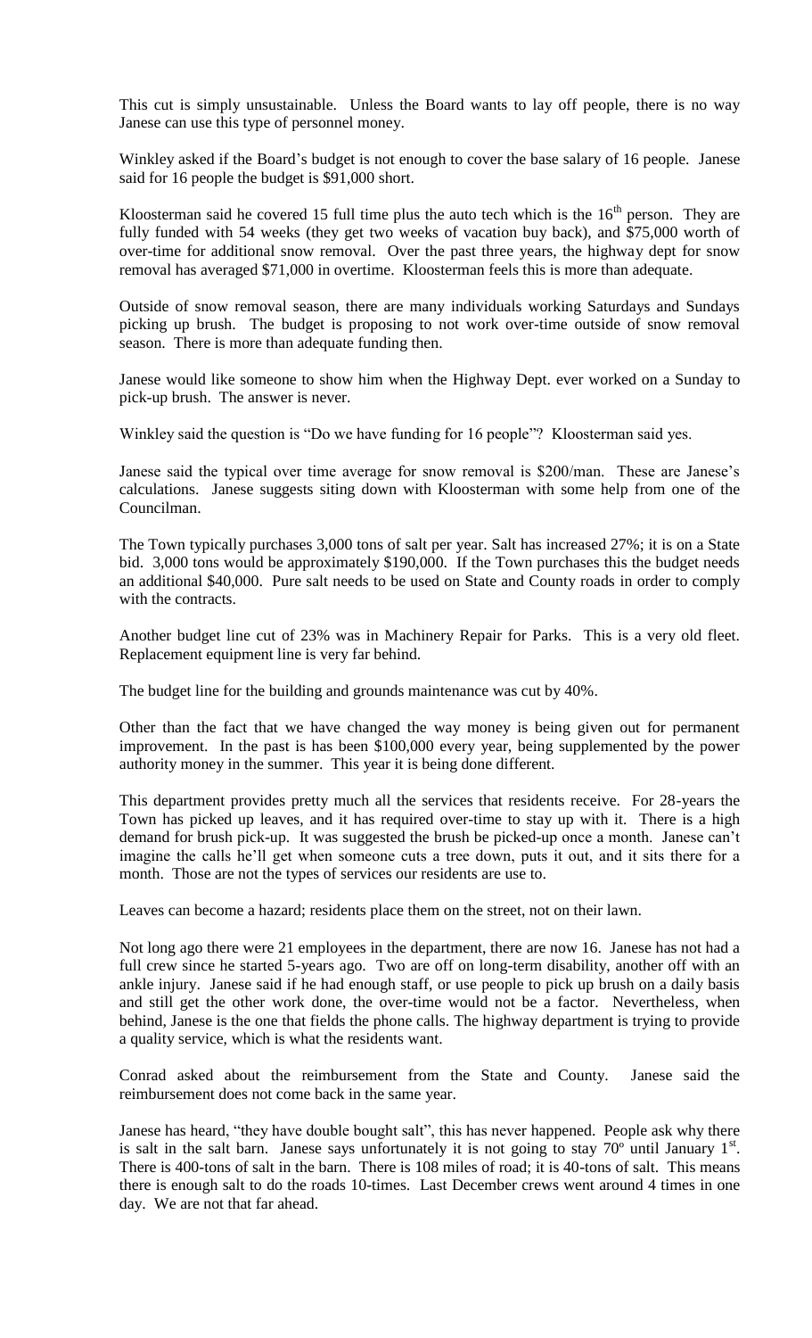This cut is simply unsustainable. Unless the Board wants to lay off people, there is no way Janese can use this type of personnel money.

Winkley asked if the Board's budget is not enough to cover the base salary of 16 people. Janese said for 16 people the budget is $91,000 short.

Kloosterman said he covered 15 full time plus the auto tech which is the 16th person. They are fully funded with 54 weeks (they get two weeks of vacation buy back), and $75,000 worth of over-time for additional snow removal. Over the past three years, the highway dept for snow removal has averaged $71,000 in overtime. Kloosterman feels this is more than adequate.

Outside of snow removal season, there are many individuals working Saturdays and Sundays picking up brush. The budget is proposing to not work over-time outside of snow removal season. There is more than adequate funding then.

Janese would like someone to show him when the Highway Dept. ever worked on a Sunday to pick-up brush. The answer is never.

Winkley said the question is "Do we have funding for 16 people"? Kloosterman said yes.

Janese said the typical over time average for snow removal is $200/man. These are Janese's calculations. Janese suggests siting down with Kloosterman with some help from one of the Councilman.

The Town typically purchases 3,000 tons of salt per year. Salt has increased 27%; it is on a State bid. 3,000 tons would be approximately $190,000. If the Town purchases this the budget needs an additional $40,000. Pure salt needs to be used on State and County roads in order to comply with the contracts.

Another budget line cut of 23% was in Machinery Repair for Parks. This is a very old fleet. Replacement equipment line is very far behind.

The budget line for the building and grounds maintenance was cut by 40%.

Other than the fact that we have changed the way money is being given out for permanent improvement. In the past is has been $100,000 every year, being supplemented by the power authority money in the summer. This year it is being done different.

This department provides pretty much all the services that residents receive. For 28-years the Town has picked up leaves, and it has required over-time to stay up with it. There is a high demand for brush pick-up. It was suggested the brush be picked-up once a month. Janese can't imagine the calls he'll get when someone cuts a tree down, puts it out, and it sits there for a month. Those are not the types of services our residents are use to.

Leaves can become a hazard; residents place them on the street, not on their lawn.

Not long ago there were 21 employees in the department, there are now 16. Janese has not had a full crew since he started 5-years ago. Two are off on long-term disability, another off with an ankle injury. Janese said if he had enough staff, or use people to pick up brush on a daily basis and still get the other work done, the over-time would not be a factor. Nevertheless, when behind, Janese is the one that fields the phone calls. The highway department is trying to provide a quality service, which is what the residents want.

Conrad asked about the reimbursement from the State and County. Janese said the reimbursement does not come back in the same year.

Janese has heard, "they have double bought salt", this has never happened. People ask why there is salt in the salt barn. Janese says unfortunately it is not going to stay 70º until January 1st. There is 400-tons of salt in the barn. There is 108 miles of road; it is 40-tons of salt. This means there is enough salt to do the roads 10-times. Last December crews went around 4 times in one day. We are not that far ahead.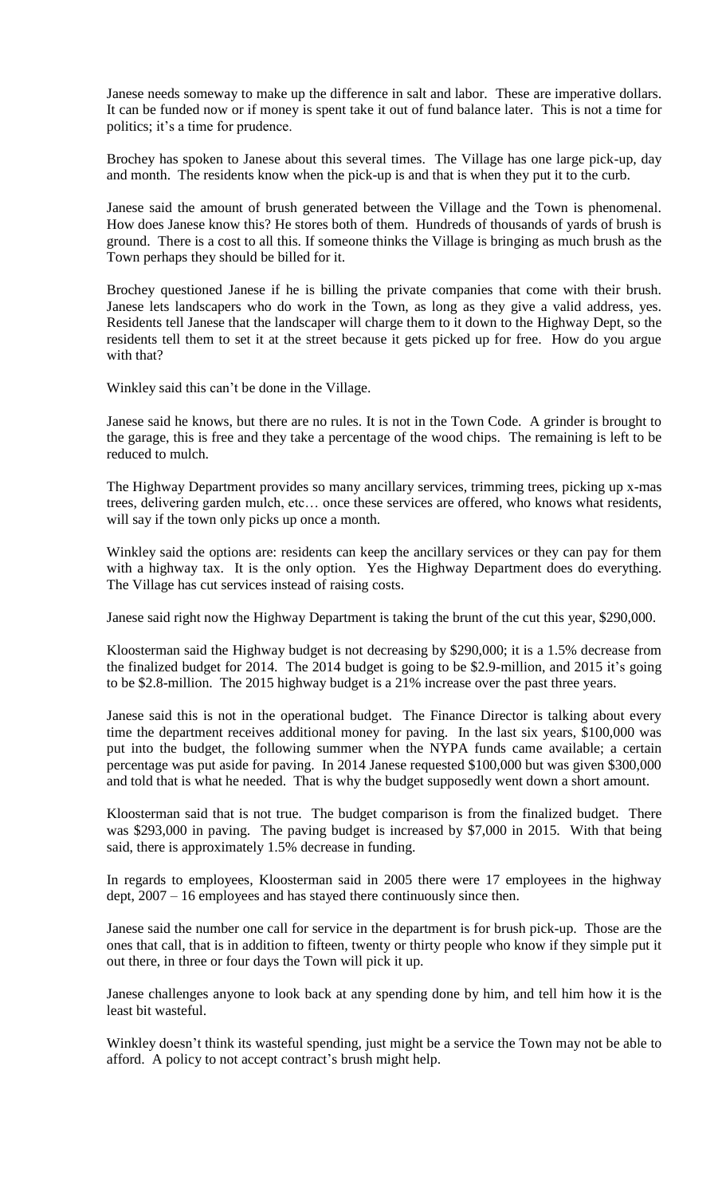Janese needs someway to make up the difference in salt and labor. These are imperative dollars. It can be funded now or if money is spent take it out of fund balance later. This is not a time for politics; it's a time for prudence.

Brochey has spoken to Janese about this several times. The Village has one large pick-up, day and month. The residents know when the pick-up is and that is when they put it to the curb.

Janese said the amount of brush generated between the Village and the Town is phenomenal. How does Janese know this? He stores both of them. Hundreds of thousands of yards of brush is ground. There is a cost to all this. If someone thinks the Village is bringing as much brush as the Town perhaps they should be billed for it.

Brochey questioned Janese if he is billing the private companies that come with their brush. Janese lets landscapers who do work in the Town, as long as they give a valid address, yes. Residents tell Janese that the landscaper will charge them to it down to the Highway Dept, so the residents tell them to set it at the street because it gets picked up for free. How do you argue with that?

Winkley said this can't be done in the Village.

Janese said he knows, but there are no rules. It is not in the Town Code. A grinder is brought to the garage, this is free and they take a percentage of the wood chips. The remaining is left to be reduced to mulch.

The Highway Department provides so many ancillary services, trimming trees, picking up x-mas trees, delivering garden mulch, etc… once these services are offered, who knows what residents, will say if the town only picks up once a month.

Winkley said the options are: residents can keep the ancillary services or they can pay for them with a highway tax. It is the only option. Yes the Highway Department does do everything. The Village has cut services instead of raising costs.

Janese said right now the Highway Department is taking the brunt of the cut this year, $290,000.

Kloosterman said the Highway budget is not decreasing by $290,000; it is a 1.5% decrease from the finalized budget for 2014. The 2014 budget is going to be $2.9-million, and 2015 it's going to be $2.8-million. The 2015 highway budget is a 21% increase over the past three years.

Janese said this is not in the operational budget. The Finance Director is talking about every time the department receives additional money for paving. In the last six years, $100,000 was put into the budget, the following summer when the NYPA funds came available; a certain percentage was put aside for paving. In 2014 Janese requested $100,000 but was given $300,000 and told that is what he needed. That is why the budget supposedly went down a short amount.

Kloosterman said that is not true. The budget comparison is from the finalized budget. There was $293,000 in paving. The paving budget is increased by $7,000 in 2015. With that being said, there is approximately 1.5% decrease in funding.

In regards to employees, Kloosterman said in 2005 there were 17 employees in the highway dept, 2007 – 16 employees and has stayed there continuously since then.

Janese said the number one call for service in the department is for brush pick-up. Those are the ones that call, that is in addition to fifteen, twenty or thirty people who know if they simple put it out there, in three or four days the Town will pick it up.

Janese challenges anyone to look back at any spending done by him, and tell him how it is the least bit wasteful.

Winkley doesn't think its wasteful spending, just might be a service the Town may not be able to afford. A policy to not accept contract's brush might help.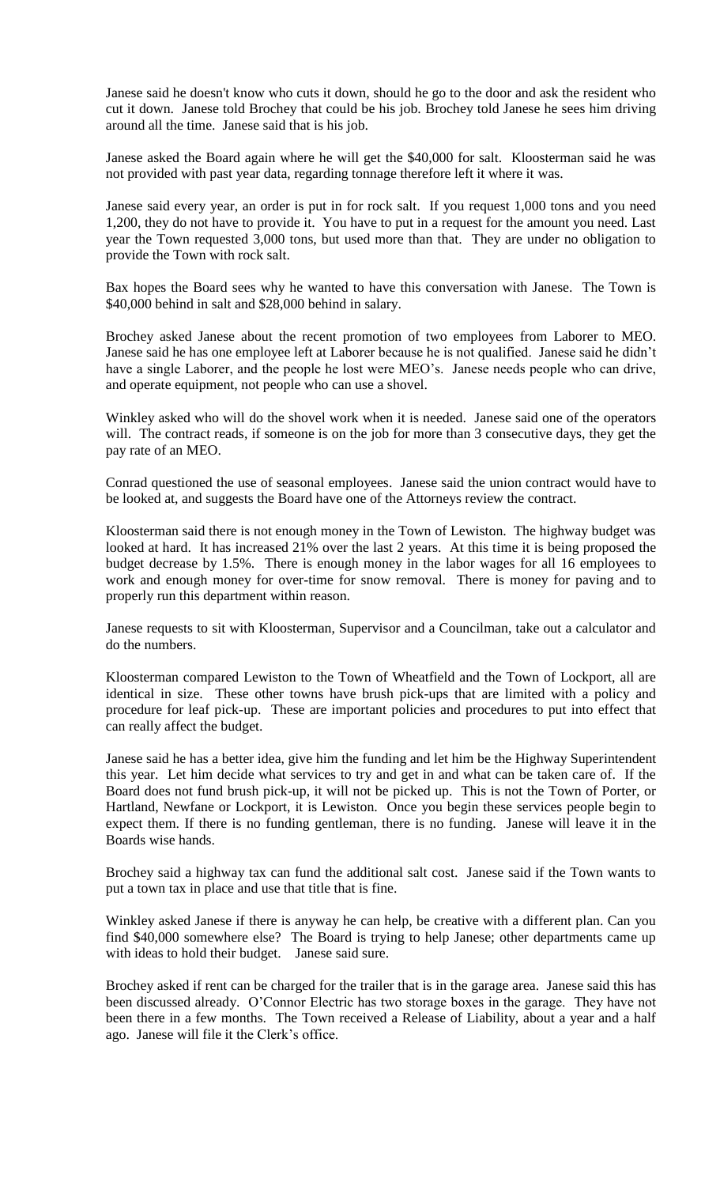Janese said he doesn't know who cuts it down, should he go to the door and ask the resident who cut it down. Janese told Brochey that could be his job. Brochey told Janese he sees him driving around all the time. Janese said that is his job.

Janese asked the Board again where he will get the $40,000 for salt. Kloosterman said he was not provided with past year data, regarding tonnage therefore left it where it was.

Janese said every year, an order is put in for rock salt. If you request 1,000 tons and you need 1,200, they do not have to provide it. You have to put in a request for the amount you need. Last year the Town requested 3,000 tons, but used more than that. They are under no obligation to provide the Town with rock salt.

Bax hopes the Board sees why he wanted to have this conversation with Janese. The Town is $40,000 behind in salt and $28,000 behind in salary.

Brochey asked Janese about the recent promotion of two employees from Laborer to MEO. Janese said he has one employee left at Laborer because he is not qualified. Janese said he didn't have a single Laborer, and the people he lost were MEO's. Janese needs people who can drive, and operate equipment, not people who can use a shovel.

Winkley asked who will do the shovel work when it is needed. Janese said one of the operators will. The contract reads, if someone is on the job for more than 3 consecutive days, they get the pay rate of an MEO.

Conrad questioned the use of seasonal employees. Janese said the union contract would have to be looked at, and suggests the Board have one of the Attorneys review the contract.

Kloosterman said there is not enough money in the Town of Lewiston. The highway budget was looked at hard. It has increased 21% over the last 2 years. At this time it is being proposed the budget decrease by 1.5%. There is enough money in the labor wages for all 16 employees to work and enough money for over-time for snow removal. There is money for paving and to properly run this department within reason.

Janese requests to sit with Kloosterman, Supervisor and a Councilman, take out a calculator and do the numbers.

Kloosterman compared Lewiston to the Town of Wheatfield and the Town of Lockport, all are identical in size. These other towns have brush pick-ups that are limited with a policy and procedure for leaf pick-up. These are important policies and procedures to put into effect that can really affect the budget.

Janese said he has a better idea, give him the funding and let him be the Highway Superintendent this year. Let him decide what services to try and get in and what can be taken care of. If the Board does not fund brush pick-up, it will not be picked up. This is not the Town of Porter, or Hartland, Newfane or Lockport, it is Lewiston. Once you begin these services people begin to expect them. If there is no funding gentleman, there is no funding. Janese will leave it in the Boards wise hands.

Brochey said a highway tax can fund the additional salt cost. Janese said if the Town wants to put a town tax in place and use that title that is fine.

Winkley asked Janese if there is anyway he can help, be creative with a different plan. Can you find $40,000 somewhere else? The Board is trying to help Janese; other departments came up with ideas to hold their budget. Janese said sure.

Brochey asked if rent can be charged for the trailer that is in the garage area. Janese said this has been discussed already. O'Connor Electric has two storage boxes in the garage. They have not been there in a few months. The Town received a Release of Liability, about a year and a half ago. Janese will file it the Clerk's office.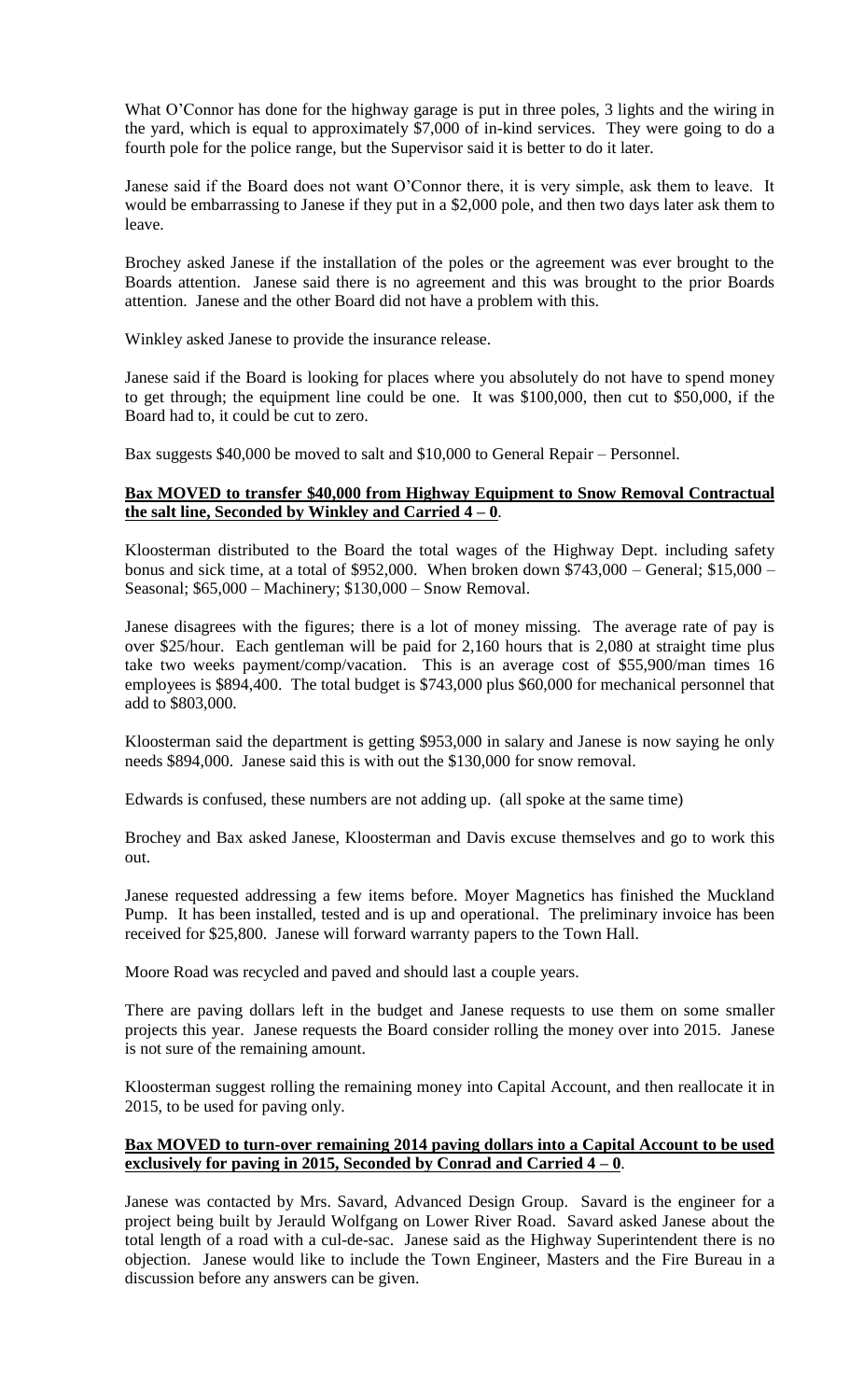What O'Connor has done for the highway garage is put in three poles, 3 lights and the wiring in the yard, which is equal to approximately $7,000 of in-kind services. They were going to do a fourth pole for the police range, but the Supervisor said it is better to do it later.

Janese said if the Board does not want O'Connor there, it is very simple, ask them to leave. It would be embarrassing to Janese if they put in a $2,000 pole, and then two days later ask them to leave.

Brochey asked Janese if the installation of the poles or the agreement was ever brought to the Boards attention. Janese said there is no agreement and this was brought to the prior Boards attention. Janese and the other Board did not have a problem with this.

Winkley asked Janese to provide the insurance release.

Janese said if the Board is looking for places where you absolutely do not have to spend money to get through; the equipment line could be one. It was $100,000, then cut to $50,000, if the Board had to, it could be cut to zero.

Bax suggests $40,000 be moved to salt and $10,000 to General Repair – Personnel.

**Bax MOVED to transfer $40,000 from Highway Equipment to Snow Removal Contractual the salt line, Seconded by Winkley and Carried 4 – 0**.

Kloosterman distributed to the Board the total wages of the Highway Dept. including safety bonus and sick time, at a total of $952,000. When broken down $743,000 – General; $15,000 – Seasonal; $65,000 – Machinery; $130,000 – Snow Removal.

Janese disagrees with the figures; there is a lot of money missing. The average rate of pay is over $25/hour. Each gentleman will be paid for 2,160 hours that is 2,080 at straight time plus take two weeks payment/comp/vacation. This is an average cost of $55,900/man times 16 employees is $894,400. The total budget is $743,000 plus $60,000 for mechanical personnel that add to $803,000.

Kloosterman said the department is getting $953,000 in salary and Janese is now saying he only needs $894,000. Janese said this is with out the $130,000 for snow removal.

Edwards is confused, these numbers are not adding up. (all spoke at the same time)

Brochey and Bax asked Janese, Kloosterman and Davis excuse themselves and go to work this out.

Janese requested addressing a few items before. Moyer Magnetics has finished the Muckland Pump. It has been installed, tested and is up and operational. The preliminary invoice has been received for $25,800. Janese will forward warranty papers to the Town Hall.

Moore Road was recycled and paved and should last a couple years.

There are paving dollars left in the budget and Janese requests to use them on some smaller projects this year. Janese requests the Board consider rolling the money over into 2015. Janese is not sure of the remaining amount.

Kloosterman suggest rolling the remaining money into Capital Account, and then reallocate it in 2015, to be used for paving only.

**Bax MOVED to turn-over remaining 2014 paving dollars into a Capital Account to be used exclusively for paving in 2015, Seconded by Conrad and Carried 4 – 0**.

Janese was contacted by Mrs. Savard, Advanced Design Group. Savard is the engineer for a project being built by Jerauld Wolfgang on Lower River Road. Savard asked Janese about the total length of a road with a cul-de-sac. Janese said as the Highway Superintendent there is no objection. Janese would like to include the Town Engineer, Masters and the Fire Bureau in a discussion before any answers can be given.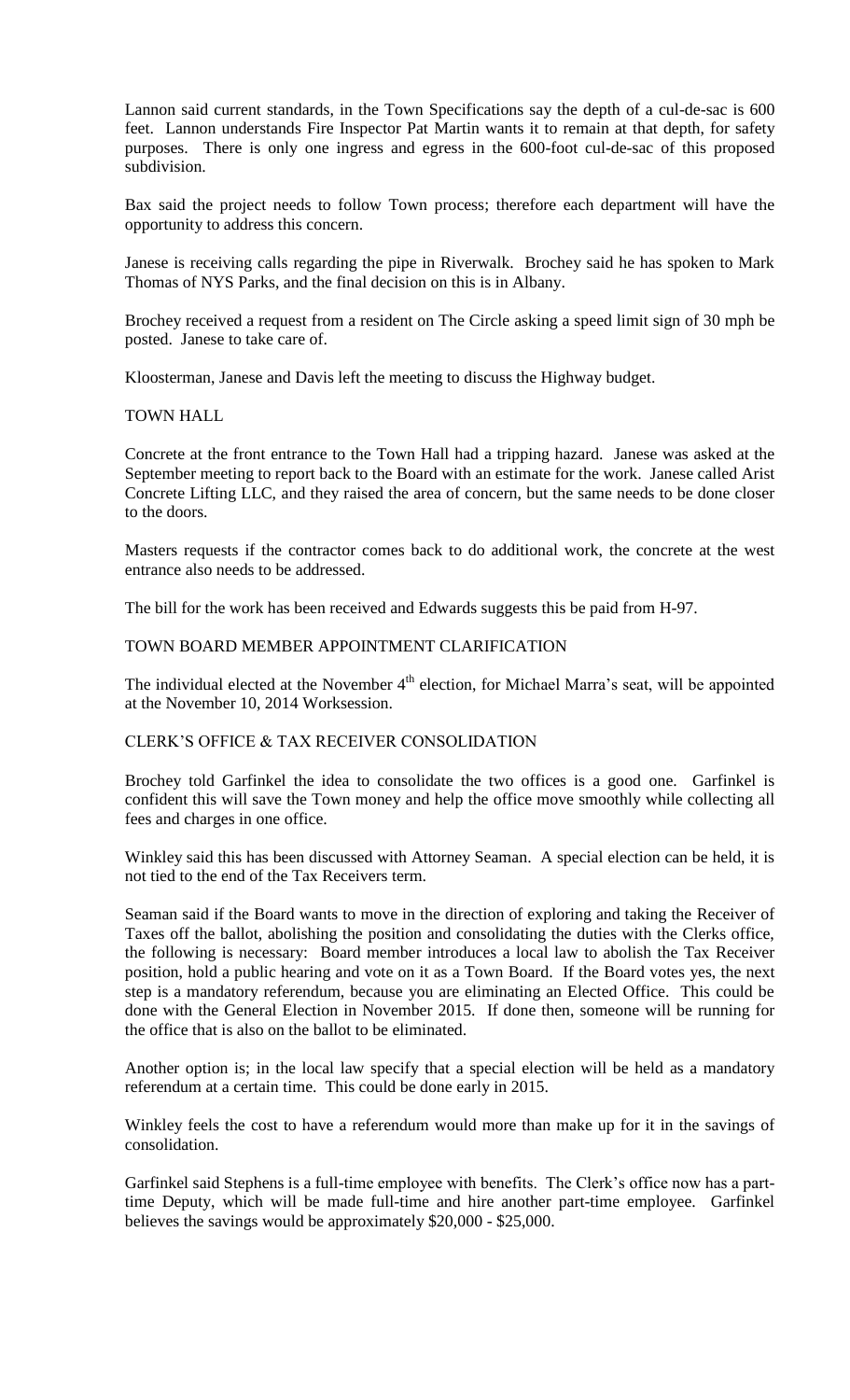Lannon said current standards, in the Town Specifications say the depth of a cul-de-sac is 600 feet. Lannon understands Fire Inspector Pat Martin wants it to remain at that depth, for safety purposes. There is only one ingress and egress in the 600-foot cul-de-sac of this proposed subdivision.

Bax said the project needs to follow Town process; therefore each department will have the opportunity to address this concern.

Janese is receiving calls regarding the pipe in Riverwalk. Brochey said he has spoken to Mark Thomas of NYS Parks, and the final decision on this is in Albany.

Brochey received a request from a resident on The Circle asking a speed limit sign of 30 mph be posted. Janese to take care of.

Kloosterman, Janese and Davis left the meeting to discuss the Highway budget.

TOWN HALL

Concrete at the front entrance to the Town Hall had a tripping hazard. Janese was asked at the September meeting to report back to the Board with an estimate for the work. Janese called Arist Concrete Lifting LLC, and they raised the area of concern, but the same needs to be done closer to the doors.

Masters requests if the contractor comes back to do additional work, the concrete at the west entrance also needs to be addressed.

The bill for the work has been received and Edwards suggests this be paid from H-97.

TOWN BOARD MEMBER APPOINTMENT CLARIFICATION

The individual elected at the November 4th election, for Michael Marra's seat, will be appointed at the November 10, 2014 Worksession.

CLERK'S OFFICE & TAX RECEIVER CONSOLIDATION

Brochey told Garfinkel the idea to consolidate the two offices is a good one. Garfinkel is confident this will save the Town money and help the office move smoothly while collecting all fees and charges in one office.

Winkley said this has been discussed with Attorney Seaman. A special election can be held, it is not tied to the end of the Tax Receivers term.

Seaman said if the Board wants to move in the direction of exploring and taking the Receiver of Taxes off the ballot, abolishing the position and consolidating the duties with the Clerks office, the following is necessary: Board member introduces a local law to abolish the Tax Receiver position, hold a public hearing and vote on it as a Town Board. If the Board votes yes, the next step is a mandatory referendum, because you are eliminating an Elected Office. This could be done with the General Election in November 2015. If done then, someone will be running for the office that is also on the ballot to be eliminated.

Another option is; in the local law specify that a special election will be held as a mandatory referendum at a certain time. This could be done early in 2015.

Winkley feels the cost to have a referendum would more than make up for it in the savings of consolidation.

Garfinkel said Stephens is a full-time employee with benefits. The Clerk's office now has a part-time Deputy, which will be made full-time and hire another part-time employee. Garfinkel believes the savings would be approximately $20,000 - $25,000.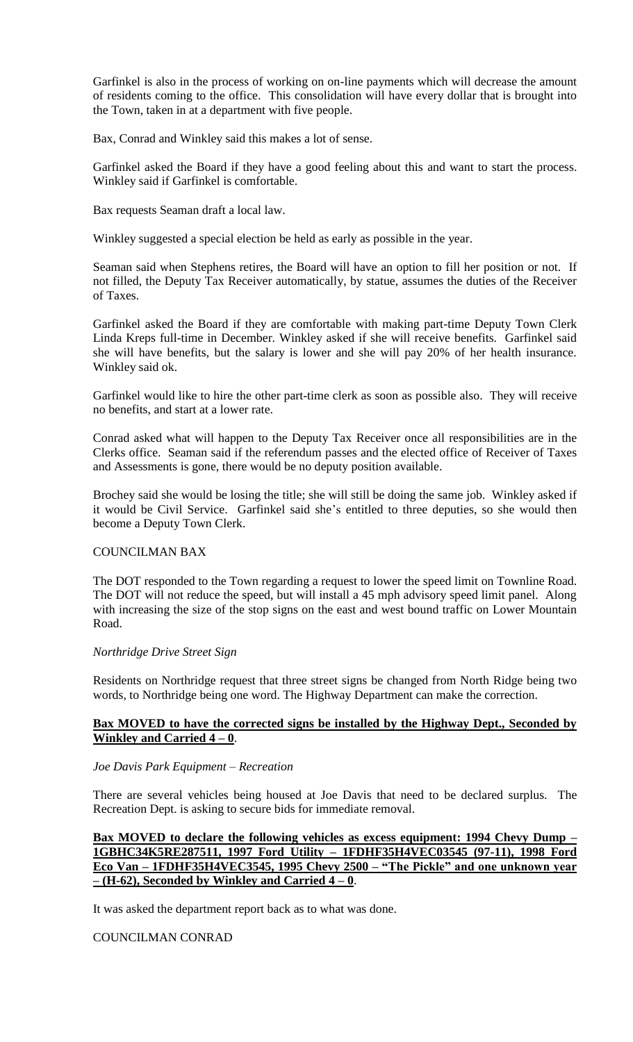Garfinkel is also in the process of working on on-line payments which will decrease the amount of residents coming to the office. This consolidation will have every dollar that is brought into the Town, taken in at a department with five people.

Bax, Conrad and Winkley said this makes a lot of sense.

Garfinkel asked the Board if they have a good feeling about this and want to start the process. Winkley said if Garfinkel is comfortable.

Bax requests Seaman draft a local law.

Winkley suggested a special election be held as early as possible in the year.

Seaman said when Stephens retires, the Board will have an option to fill her position or not. If not filled, the Deputy Tax Receiver automatically, by statue, assumes the duties of the Receiver of Taxes.

Garfinkel asked the Board if they are comfortable with making part-time Deputy Town Clerk Linda Kreps full-time in December. Winkley asked if she will receive benefits. Garfinkel said she will have benefits, but the salary is lower and she will pay 20% of her health insurance. Winkley said ok.

Garfinkel would like to hire the other part-time clerk as soon as possible also. They will receive no benefits, and start at a lower rate.

Conrad asked what will happen to the Deputy Tax Receiver once all responsibilities are in the Clerks office. Seaman said if the referendum passes and the elected office of Receiver of Taxes and Assessments is gone, there would be no deputy position available.

Brochey said she would be losing the title; she will still be doing the same job. Winkley asked if it would be Civil Service. Garfinkel said she's entitled to three deputies, so she would then become a Deputy Town Clerk.

COUNCILMAN BAX

The DOT responded to the Town regarding a request to lower the speed limit on Townline Road. The DOT will not reduce the speed, but will install a 45 mph advisory speed limit panel. Along with increasing the size of the stop signs on the east and west bound traffic on Lower Mountain Road.

*Northridge Drive Street Sign*

Residents on Northridge request that three street signs be changed from North Ridge being two words, to Northridge being one word. The Highway Department can make the correction.

**Bax MOVED to have the corrected signs be installed by the Highway Dept., Seconded by Winkley and Carried 4 – 0.**

*Joe Davis Park Equipment – Recreation*

There are several vehicles being housed at Joe Davis that need to be declared surplus. The Recreation Dept. is asking to secure bids for immediate removal.

**Bax MOVED to declare the following vehicles as excess equipment: 1994 Chevy Dump – 1GBHC34K5RE287511, 1997 Ford Utility – 1FDHF35H4VEC03545 (97-11), 1998 Ford Eco Van – 1FDHF35H4VEC3545, 1995 Chevy 2500 – "The Pickle" and one unknown year – (H-62), Seconded by Winkley and Carried 4 – 0.**

It was asked the department report back as to what was done.

COUNCILMAN CONRAD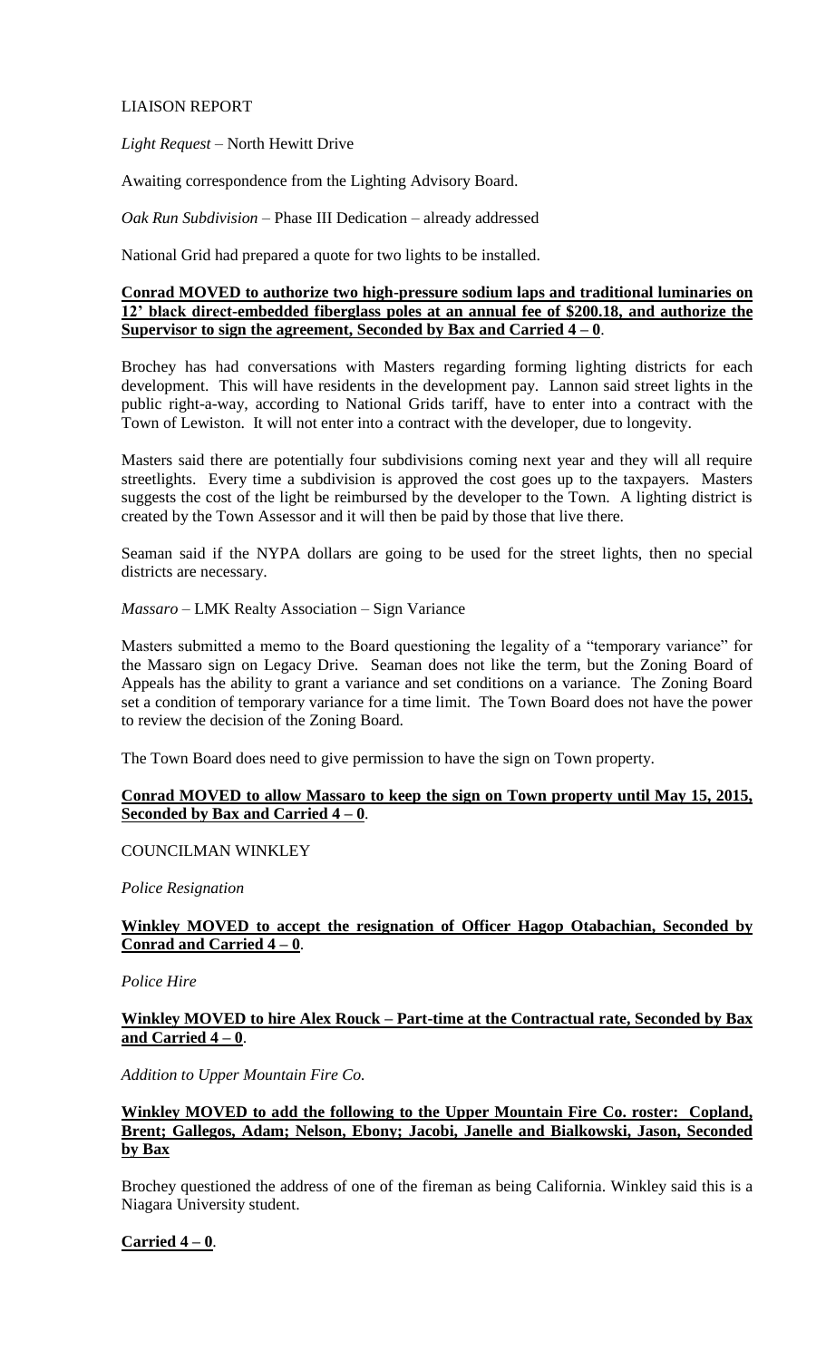LIAISON REPORT

*Light Request* – North Hewitt Drive

Awaiting correspondence from the Lighting Advisory Board.

*Oak Run Subdivision* – Phase III Dedication – already addressed

National Grid had prepared a quote for two lights to be installed.

**Conrad MOVED to authorize two high-pressure sodium laps and traditional luminaries on 12' black direct-embedded fiberglass poles at an annual fee of $200.18, and authorize the Supervisor to sign the agreement, Seconded by Bax and Carried 4 – 0**.

Brochey has had conversations with Masters regarding forming lighting districts for each development. This will have residents in the development pay. Lannon said street lights in the public right-a-way, according to National Grids tariff, have to enter into a contract with the Town of Lewiston. It will not enter into a contract with the developer, due to longevity.

Masters said there are potentially four subdivisions coming next year and they will all require streetlights. Every time a subdivision is approved the cost goes up to the taxpayers. Masters suggests the cost of the light be reimbursed by the developer to the Town. A lighting district is created by the Town Assessor and it will then be paid by those that live there.

Seaman said if the NYPA dollars are going to be used for the street lights, then no special districts are necessary.

*Massaro* – LMK Realty Association – Sign Variance

Masters submitted a memo to the Board questioning the legality of a "temporary variance" for the Massaro sign on Legacy Drive. Seaman does not like the term, but the Zoning Board of Appeals has the ability to grant a variance and set conditions on a variance. The Zoning Board set a condition of temporary variance for a time limit. The Town Board does not have the power to review the decision of the Zoning Board.

The Town Board does need to give permission to have the sign on Town property.

**Conrad MOVED to allow Massaro to keep the sign on Town property until May 15, 2015, Seconded by Bax and Carried 4 – 0**.

COUNCILMAN WINKLEY

*Police Resignation*

**Winkley MOVED to accept the resignation of Officer Hagop Otabachian, Seconded by Conrad and Carried 4 – 0**.

*Police Hire*

**Winkley MOVED to hire Alex Rouck – Part-time at the Contractual rate, Seconded by Bax and Carried 4 – 0**.

*Addition to Upper Mountain Fire Co.*

**Winkley MOVED to add the following to the Upper Mountain Fire Co. roster: Copland, Brent; Gallegos, Adam; Nelson, Ebony; Jacobi, Janelle and Bialkowski, Jason, Seconded by Bax**

Brochey questioned the address of one of the fireman as being California. Winkley said this is a Niagara University student.

**Carried 4 – 0**.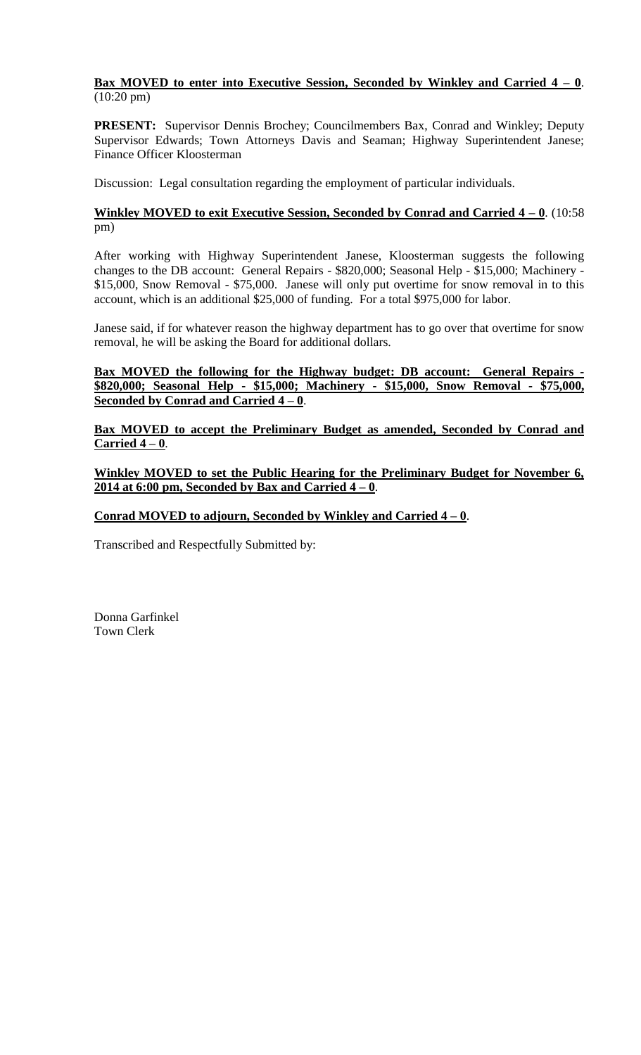**Bax MOVED to enter into Executive Session, Seconded by Winkley and Carried 4 – 0**. (10:20 pm)

**PRESENT:** Supervisor Dennis Brochey; Councilmembers Bax, Conrad and Winkley; Deputy Supervisor Edwards; Town Attorneys Davis and Seaman; Highway Superintendent Janese; Finance Officer Kloosterman

Discussion: Legal consultation regarding the employment of particular individuals.

**Winkley MOVED to exit Executive Session, Seconded by Conrad and Carried 4 – 0**. (10:58 pm)

After working with Highway Superintendent Janese, Kloosterman suggests the following changes to the DB account: General Repairs - $820,000; Seasonal Help - $15,000; Machinery - $15,000, Snow Removal - $75,000. Janese will only put overtime for snow removal in to this account, which is an additional $25,000 of funding. For a total $975,000 for labor.

Janese said, if for whatever reason the highway department has to go over that overtime for snow removal, he will be asking the Board for additional dollars.

**Bax MOVED the following for the Highway budget: DB account: General Repairs - $820,000; Seasonal Help - $15,000; Machinery - $15,000, Snow Removal - $75,000, Seconded by Conrad and Carried 4 – 0**.

**Bax MOVED to accept the Preliminary Budget as amended, Seconded by Conrad and Carried 4 – 0**.

**Winkley MOVED to set the Public Hearing for the Preliminary Budget for November 6, 2014 at 6:00 pm, Seconded by Bax and Carried 4 – 0**.

**Conrad MOVED to adjourn, Seconded by Winkley and Carried 4 – 0**.

Transcribed and Respectfully Submitted by:

Donna Garfinkel
Town Clerk